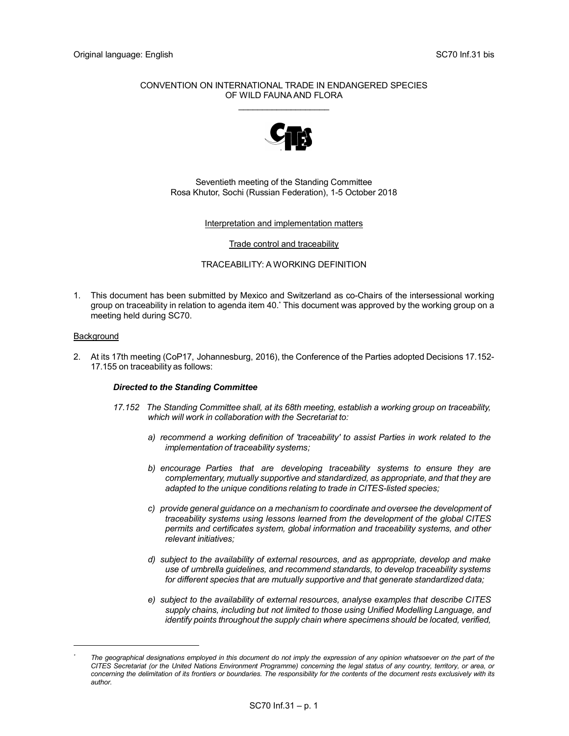Original language: English SC70 Inf.31 bis

CONVENTION ON INTERNATIONAL TRADE IN ENDANGERED SPECIES OF WILD FAUNA AND FLORA

Seventieth meeting of the Standing Committee
Rosa Khutor, Sochi (Russian Federation), 1-5 October 2018

Interpretation and implementation matters

Trade control and traceability

TRACEABILITY: A WORKING DEFINITION

1. This document has been submitted by Mexico and Switzerland as co-Chairs of the intersessional working group on traceability in relation to agenda item 40.[*] This document was approved by the working group on a meeting held during SC70.

## Background

2. At its 17th meeting (CoP17, Johannesburg, 2016), the Conference of the Parties adopted Decisions 17.152-17.155 on traceability as follows:

***Directed to the Standing Committee***

*17.152 The Standing Committee shall, at its 68th meeting, establish a working group on traceability, which will work in collaboration with the Secretariat to:*

*a) recommend a working definition of 'traceability' to assist Parties in work related to the implementation of traceability systems;*

*b) encourage Parties that are developing traceability systems to ensure they are complementary, mutually supportive and standardized, as appropriate, and that they are adapted to the unique conditions relating to trade in CITES-listed species;*

*c) provide general guidance on a mechanism to coordinate and oversee the development of traceability systems using lessons learned from the development of the global CITES permits and certificates system, global information and traceability systems, and other relevant initiatives;*

*d) subject to the availability of external resources, and as appropriate, develop and make use of umbrella guidelines, and recommend standards, to develop traceability systems for different species that are mutually supportive and that generate standardized data;*

*e) subject to the availability of external resources, analyse examples that describe CITES supply chains, including but not limited to those using Unified Modelling Language, and identify points throughout the supply chain where specimens should be located, verified,*

[*] *The geographical designations employed in this document do not imply the expression of any opinion whatsoever on the part of the CITES Secretariat (or the United Nations Environment Programme) concerning the legal status of any country, territory, or area, or concerning the delimitation of its frontiers or boundaries. The responsibility for the contents of the document rests exclusively with its author.*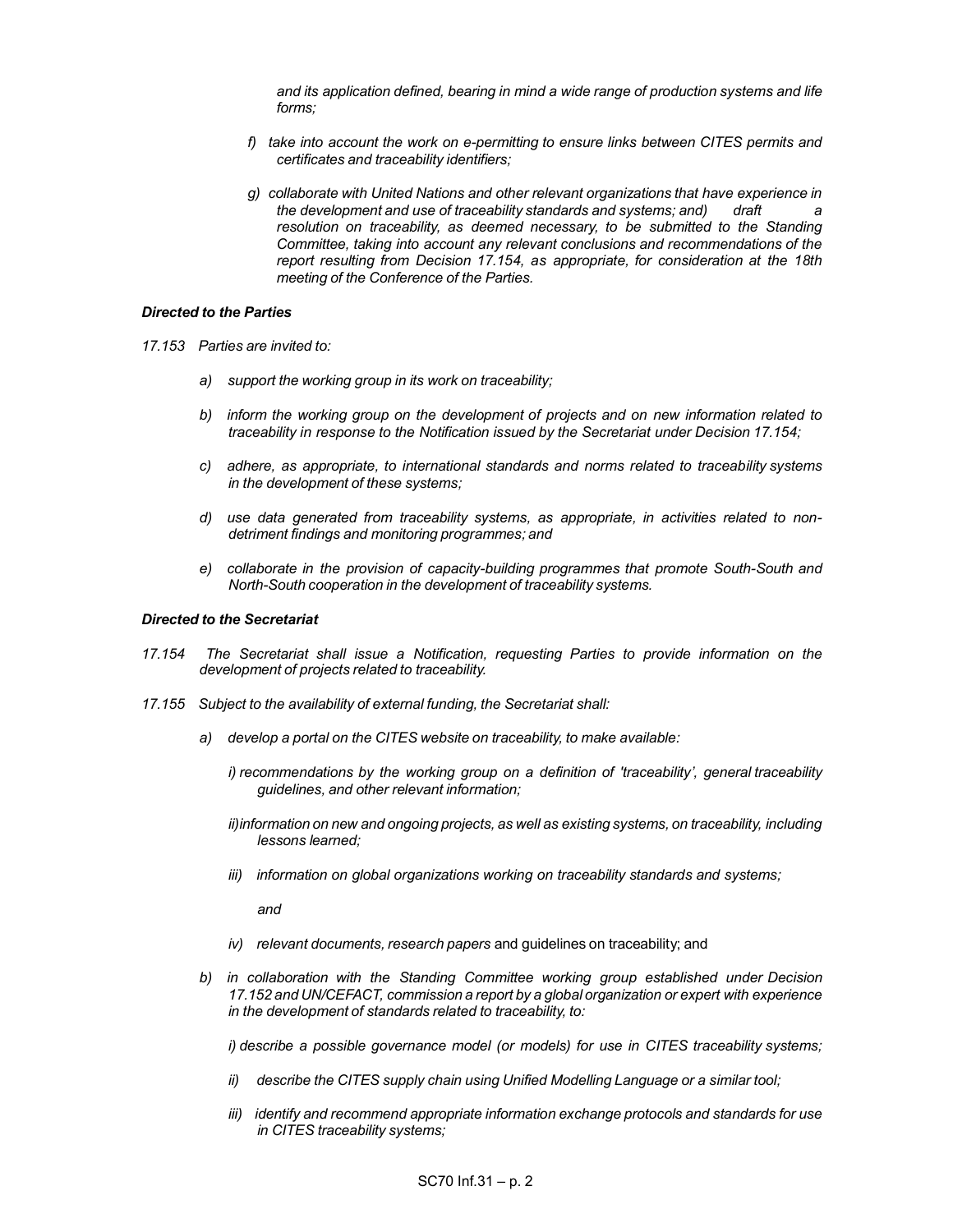*and its application defined, bearing in mind a wide range of production systems and life forms;*

*f) take into account the work on e-permitting to ensure links between CITES permits and certificates and traceability identifiers;*

*g) collaborate with United Nations and other relevant organizations that have experience in the development and use of traceability standards and systems; and) draft a resolution on traceability, as deemed necessary, to be submitted to the Standing Committee, taking into account any relevant conclusions and recommendations of the report resulting from Decision 17.154, as appropriate, for consideration at the 18th meeting of the Conference of the Parties.*

***Directed to the Parties***

*17.153 Parties are invited to:*

*a) support the working group in its work on traceability;*

*b) inform the working group on the development of projects and on new information related to traceability in response to the Notification issued by the Secretariat under Decision 17.154;*

*c) adhere, as appropriate, to international standards and norms related to traceability systems in the development of these systems;*

*d) use data generated from traceability systems, as appropriate, in activities related to non-detriment findings and monitoring programmes; and*

*e) collaborate in the provision of capacity-building programmes that promote South-South and North-South cooperation in the development of traceability systems.*

***Directed to the Secretariat***

*17.154 The Secretariat shall issue a Notification, requesting Parties to provide information on the development of projects related to traceability.*

*17.155 Subject to the availability of external funding, the Secretariat shall:*

*a) develop a portal on the CITES website on traceability, to make available:*

*i) recommendations by the working group on a definition of 'traceability', general traceability guidelines, and other relevant information;*

*ii) information on new and ongoing projects, as well as existing systems, on traceability, including lessons learned;*

*iii) information on global organizations working on traceability standards and systems;*

*and*

*iv) relevant documents, research papers* and guidelines on traceability; and

*b) in collaboration with the Standing Committee working group established under Decision 17.152 and UN/CEFACT, commission a report by a global organization or expert with experience in the development of standards related to traceability, to:*

*i) describe a possible governance model (or models) for use in CITES traceability systems;*

*ii) describe the CITES supply chain using Unified Modelling Language or a similar tool;*

*iii) identify and recommend appropriate information exchange protocols and standards for use in CITES traceability systems;*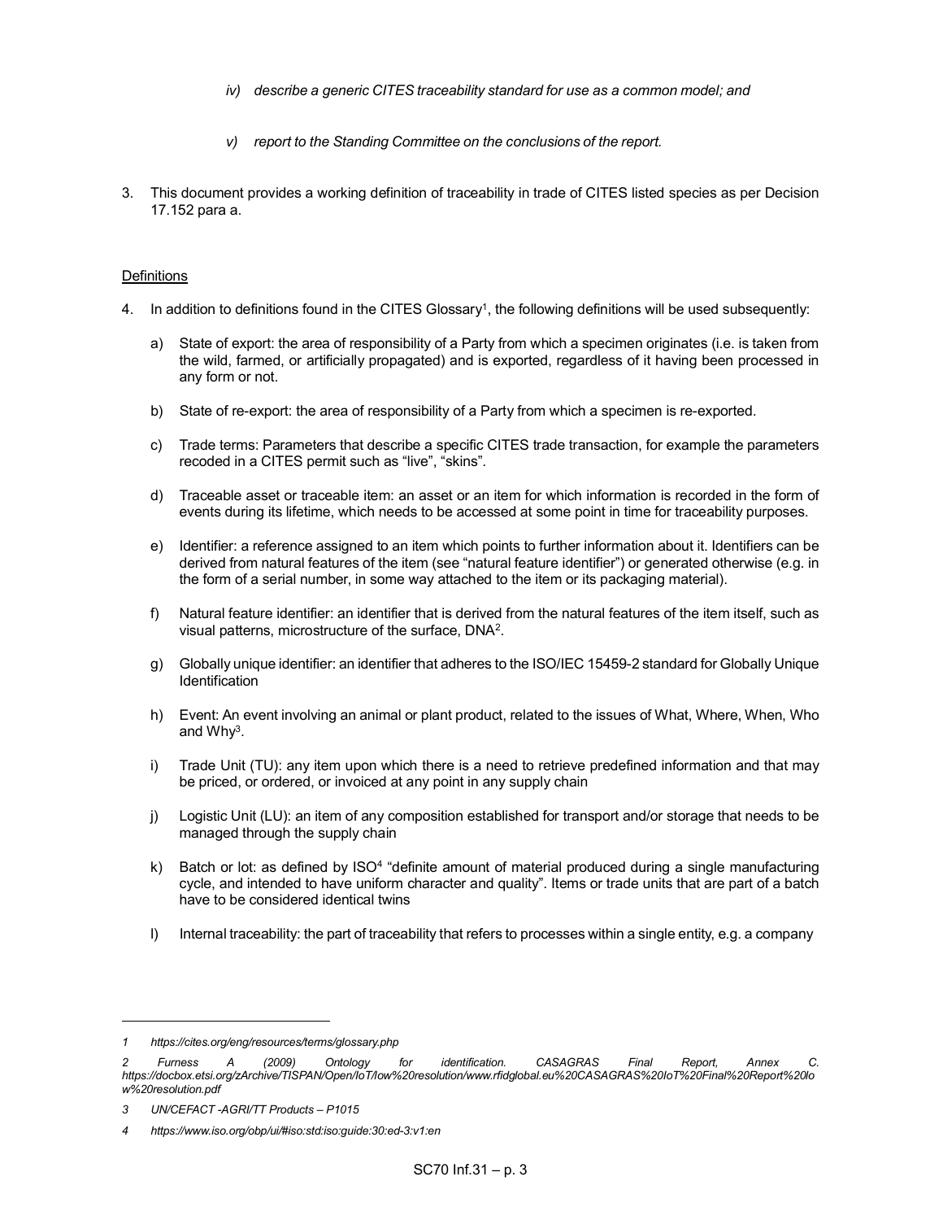*iv) describe a generic CITES traceability standard for use as a common model; and*

*v) report to the Standing Committee on the conclusions of the report.*

3. This document provides a working definition of traceability in trade of CITES listed species as per Decision 17.152 para a.

## Definitions

4. In addition to definitions found in the CITES Glossary[1], the following definitions will be used subsequently:

   a) State of export: the area of responsibility of a Party from which a specimen originates (i.e. is taken from the wild, farmed, or artificially propagated) and is exported, regardless of it having been processed in any form or not.

   b) State of re-export: the area of responsibility of a Party from which a specimen is re-exported.

   c) Trade terms: Parameters that describe a specific CITES trade transaction, for example the parameters recoded in a CITES permit such as "live", "skins".

   d) Traceable asset or traceable item: an asset or an item for which information is recorded in the form of events during its lifetime, which needs to be accessed at some point in time for traceability purposes.

   e) Identifier: a reference assigned to an item which points to further information about it. Identifiers can be derived from natural features of the item (see "natural feature identifier") or generated otherwise (e.g. in the form of a serial number, in some way attached to the item or its packaging material).

   f) Natural feature identifier: an identifier that is derived from the natural features of the item itself, such as visual patterns, microstructure of the surface, DNA[2].

   g) Globally unique identifier: an identifier that adheres to the ISO/IEC 15459-2 standard for Globally Unique Identification

   h) Event: An event involving an animal or plant product, related to the issues of What, Where, When, Who and Why[3].

   i) Trade Unit (TU): any item upon which there is a need to retrieve predefined information and that may be priced, or ordered, or invoiced at any point in any supply chain

   j) Logistic Unit (LU): an item of any composition established for transport and/or storage that needs to be managed through the supply chain

   k) Batch or lot: as defined by ISO[4] "definite amount of material produced during a single manufacturing cycle, and intended to have uniform character and quality". Items or trade units that are part of a batch have to be considered identical twins

   l) Internal traceability: the part of traceability that refers to processes within a single entity, e.g. a company

---

*1 https://cites.org/eng/resources/terms/glossary.php*

*2 Furness A (2009) Ontology for identification. CASAGRAS Final Report, Annex C. https://docbox.etsi.org/zArchive/TISPAN/Open/IoT/low%20resolution/www.rfidglobal.eu%20CASAGRAS%20IoT%20Final%20Report%20low%20resolution.pdf*

*3 UN/CEFACT -AGRI/TT Products – P1015*

*4 https://www.iso.org/obp/ui/#iso:std:iso:guide:30:ed-3:v1:en*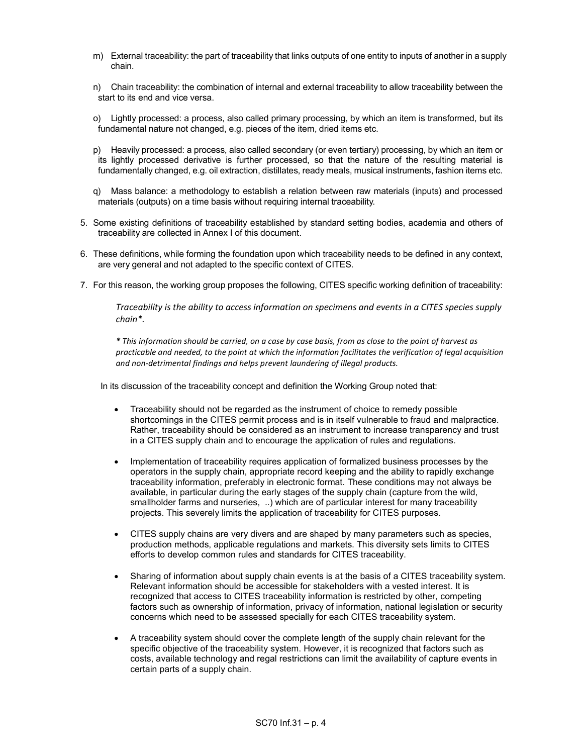m) External traceability: the part of traceability that links outputs of one entity to inputs of another in a supply chain.

n) Chain traceability: the combination of internal and external traceability to allow traceability between the start to its end and vice versa.

o) Lightly processed: a process, also called primary processing, by which an item is transformed, but its fundamental nature not changed, e.g. pieces of the item, dried items etc.

p) Heavily processed: a process, also called secondary (or even tertiary) processing, by which an item or its lightly processed derivative is further processed, so that the nature of the resulting material is fundamentally changed, e.g. oil extraction, distillates, ready meals, musical instruments, fashion items etc.

q) Mass balance: a methodology to establish a relation between raw materials (inputs) and processed materials (outputs) on a time basis without requiring internal traceability.

5. Some existing definitions of traceability established by standard setting bodies, academia and others of traceability are collected in Annex I of this document.

6. These definitions, while forming the foundation upon which traceability needs to be defined in any context, are very general and not adapted to the specific context of CITES.

7. For this reason, the working group proposes the following, CITES specific working definition of traceability:

   *Traceability is the ability to access information on specimens and events in a CITES species supply chain\*.*

   *\* This information should be carried, on a case by case basis, from as close to the point of harvest as practicable and needed, to the point at which the information facilitates the verification of legal acquisition and non-detrimental findings and helps prevent laundering of illegal products.*

   In its discussion of the traceability concept and definition the Working Group noted that:

   - Traceability should not be regarded as the instrument of choice to remedy possible shortcomings in the CITES permit process and is in itself vulnerable to fraud and malpractice. Rather, traceability should be considered as an instrument to increase transparency and trust in a CITES supply chain and to encourage the application of rules and regulations.

   - Implementation of traceability requires application of formalized business processes by the operators in the supply chain, appropriate record keeping and the ability to rapidly exchange traceability information, preferably in electronic format. These conditions may not always be available, in particular during the early stages of the supply chain (capture from the wild, smallholder farms and nurseries, ..) which are of particular interest for many traceability projects. This severely limits the application of traceability for CITES purposes.

   - CITES supply chains are very divers and are shaped by many parameters such as species, production methods, applicable regulations and markets. This diversity sets limits to CITES efforts to develop common rules and standards for CITES traceability.

   - Sharing of information about supply chain events is at the basis of a CITES traceability system. Relevant information should be accessible for stakeholders with a vested interest. It is recognized that access to CITES traceability information is restricted by other, competing factors such as ownership of information, privacy of information, national legislation or security concerns which need to be assessed specially for each CITES traceability system.

   - A traceability system should cover the complete length of the supply chain relevant for the specific objective of the traceability system. However, it is recognized that factors such as costs, available technology and regal restrictions can limit the availability of capture events in certain parts of a supply chain.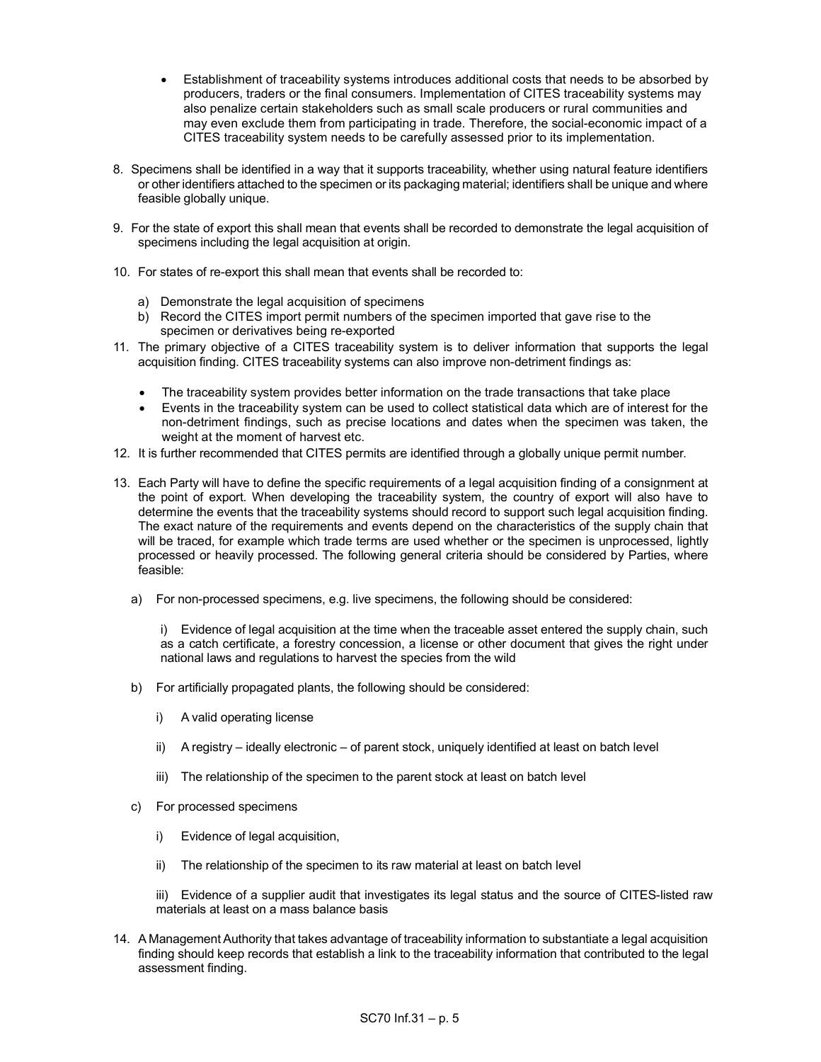- Establishment of traceability systems introduces additional costs that needs to be absorbed by producers, traders or the final consumers. Implementation of CITES traceability systems may also penalize certain stakeholders such as small scale producers or rural communities and may even exclude them from participating in trade. Therefore, the social-economic impact of a CITES traceability system needs to be carefully assessed prior to its implementation.

8. Specimens shall be identified in a way that it supports traceability, whether using natural feature identifiers or other identifiers attached to the specimen or its packaging material; identifiers shall be unique and where feasible globally unique.

9. For the state of export this shall mean that events shall be recorded to demonstrate the legal acquisition of specimens including the legal acquisition at origin.

10. For states of re-export this shall mean that events shall be recorded to:

    a) Demonstrate the legal acquisition of specimens
    b) Record the CITES import permit numbers of the specimen imported that gave rise to the specimen or derivatives being re-exported

11. The primary objective of a CITES traceability system is to deliver information that supports the legal acquisition finding. CITES traceability systems can also improve non-detriment findings as:

    - The traceability system provides better information on the trade transactions that take place
    - Events in the traceability system can be used to collect statistical data which are of interest for the non-detriment findings, such as precise locations and dates when the specimen was taken, the weight at the moment of harvest etc.

12. It is further recommended that CITES permits are identified through a globally unique permit number.

13. Each Party will have to define the specific requirements of a legal acquisition finding of a consignment at the point of export. When developing the traceability system, the country of export will also have to determine the events that the traceability systems should record to support such legal acquisition finding. The exact nature of the requirements and events depend on the characteristics of the supply chain that will be traced, for example which trade terms are used whether or the specimen is unprocessed, lightly processed or heavily processed. The following general criteria should be considered by Parties, where feasible:

    a) For non-processed specimens, e.g. live specimens, the following should be considered:

       i) Evidence of legal acquisition at the time when the traceable asset entered the supply chain, such as a catch certificate, a forestry concession, a license or other document that gives the right under national laws and regulations to harvest the species from the wild

    b) For artificially propagated plants, the following should be considered:

       i) A valid operating license

       ii) A registry – ideally electronic – of parent stock, uniquely identified at least on batch level

       iii) The relationship of the specimen to the parent stock at least on batch level

    c) For processed specimens

       i) Evidence of legal acquisition,

       ii) The relationship of the specimen to its raw material at least on batch level

       iii) Evidence of a supplier audit that investigates its legal status and the source of CITES-listed raw materials at least on a mass balance basis

14. A Management Authority that takes advantage of traceability information to substantiate a legal acquisition finding should keep records that establish a link to the traceability information that contributed to the legal assessment finding.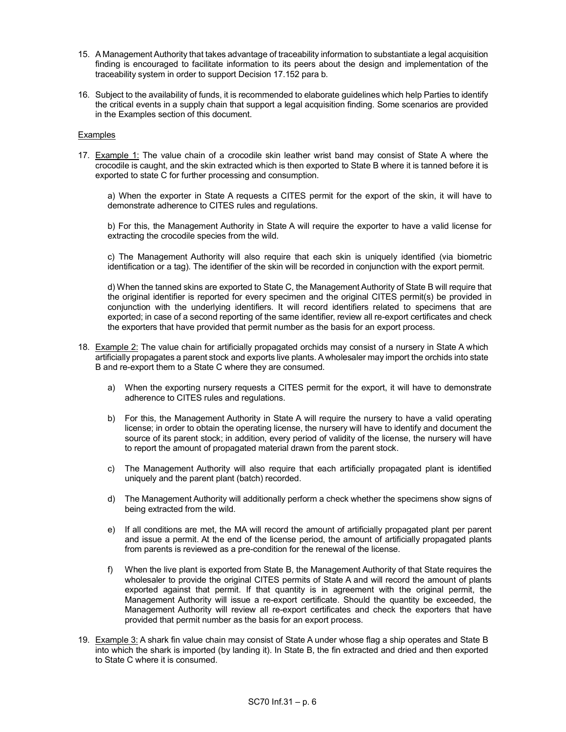15. A Management Authority that takes advantage of traceability information to substantiate a legal acquisition finding is encouraged to facilitate information to its peers about the design and implementation of the traceability system in order to support Decision 17.152 para b.

16. Subject to the availability of funds, it is recommended to elaborate guidelines which help Parties to identify the critical events in a supply chain that support a legal acquisition finding. Some scenarios are provided in the Examples section of this document.

Examples

17. Example 1: The value chain of a crocodile skin leather wrist band may consist of State A where the crocodile is caught, and the skin extracted which is then exported to State B where it is tanned before it is exported to state C for further processing and consumption.

    a) When the exporter in State A requests a CITES permit for the export of the skin, it will have to demonstrate adherence to CITES rules and regulations.

    b) For this, the Management Authority in State A will require the exporter to have a valid license for extracting the crocodile species from the wild.

    c) The Management Authority will also require that each skin is uniquely identified (via biometric identification or a tag). The identifier of the skin will be recorded in conjunction with the export permit.

    d) When the tanned skins are exported to State C, the Management Authority of State B will require that the original identifier is reported for every specimen and the original CITES permit(s) be provided in conjunction with the underlying identifiers. It will record identifiers related to specimens that are exported; in case of a second reporting of the same identifier, review all re-export certificates and check the exporters that have provided that permit number as the basis for an export process.

18. Example 2: The value chain for artificially propagated orchids may consist of a nursery in State A which artificially propagates a parent stock and exports live plants. A wholesaler may import the orchids into state B and re-export them to a State C where they are consumed.

    a) When the exporting nursery requests a CITES permit for the export, it will have to demonstrate adherence to CITES rules and regulations.

    b) For this, the Management Authority in State A will require the nursery to have a valid operating license; in order to obtain the operating license, the nursery will have to identify and document the source of its parent stock; in addition, every period of validity of the license, the nursery will have to report the amount of propagated material drawn from the parent stock.

    c) The Management Authority will also require that each artificially propagated plant is identified uniquely and the parent plant (batch) recorded.

    d) The Management Authority will additionally perform a check whether the specimens show signs of being extracted from the wild.

    e) If all conditions are met, the MA will record the amount of artificially propagated plant per parent and issue a permit. At the end of the license period, the amount of artificially propagated plants from parents is reviewed as a pre-condition for the renewal of the license.

    f) When the live plant is exported from State B, the Management Authority of that State requires the wholesaler to provide the original CITES permits of State A and will record the amount of plants exported against that permit. If that quantity is in agreement with the original permit, the Management Authority will issue a re-export certificate. Should the quantity be exceeded, the Management Authority will review all re-export certificates and check the exporters that have provided that permit number as the basis for an export process.

19. Example 3: A shark fin value chain may consist of State A under whose flag a ship operates and State B into which the shark is imported (by landing it). In State B, the fin extracted and dried and then exported to State C where it is consumed.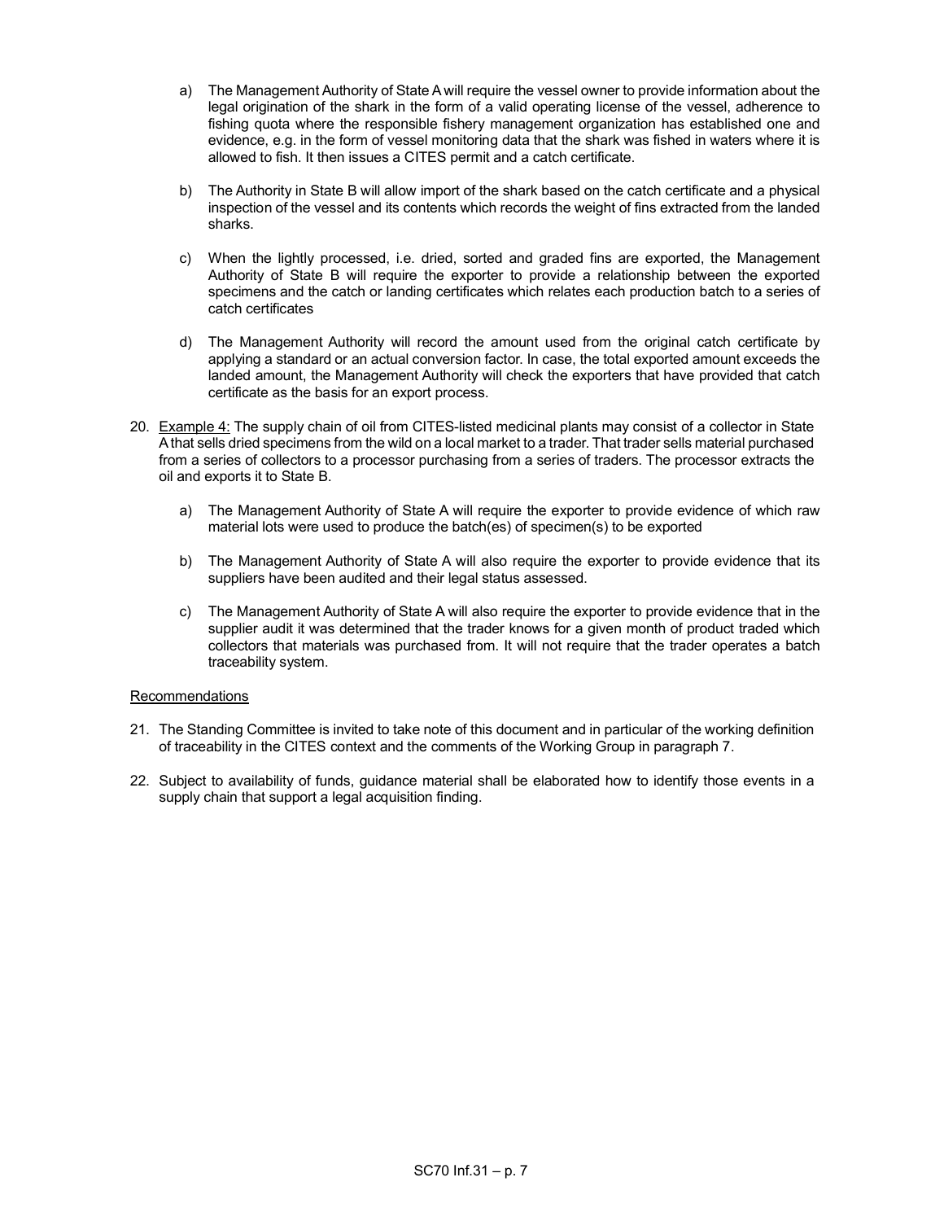a) The Management Authority of State A will require the vessel owner to provide information about the legal origination of the shark in the form of a valid operating license of the vessel, adherence to fishing quota where the responsible fishery management organization has established one and evidence, e.g. in the form of vessel monitoring data that the shark was fished in waters where it is allowed to fish. It then issues a CITES permit and a catch certificate.

b) The Authority in State B will allow import of the shark based on the catch certificate and a physical inspection of the vessel and its contents which records the weight of fins extracted from the landed sharks.

c) When the lightly processed, i.e. dried, sorted and graded fins are exported, the Management Authority of State B will require the exporter to provide a relationship between the exported specimens and the catch or landing certificates which relates each production batch to a series of catch certificates

d) The Management Authority will record the amount used from the original catch certificate by applying a standard or an actual conversion factor. In case, the total exported amount exceeds the landed amount, the Management Authority will check the exporters that have provided that catch certificate as the basis for an export process.

20. Example 4: The supply chain of oil from CITES-listed medicinal plants may consist of a collector in State A that sells dried specimens from the wild on a local market to a trader. That trader sells material purchased from a series of collectors to a processor purchasing from a series of traders. The processor extracts the oil and exports it to State B.

    a) The Management Authority of State A will require the exporter to provide evidence of which raw material lots were used to produce the batch(es) of specimen(s) to be exported

    b) The Management Authority of State A will also require the exporter to provide evidence that its suppliers have been audited and their legal status assessed.

    c) The Management Authority of State A will also require the exporter to provide evidence that in the supplier audit it was determined that the trader knows for a given month of product traded which collectors that materials was purchased from. It will not require that the trader operates a batch traceability system.

Recommendations

21. The Standing Committee is invited to take note of this document and in particular of the working definition of traceability in the CITES context and the comments of the Working Group in paragraph 7.

22. Subject to availability of funds, guidance material shall be elaborated how to identify those events in a supply chain that support a legal acquisition finding.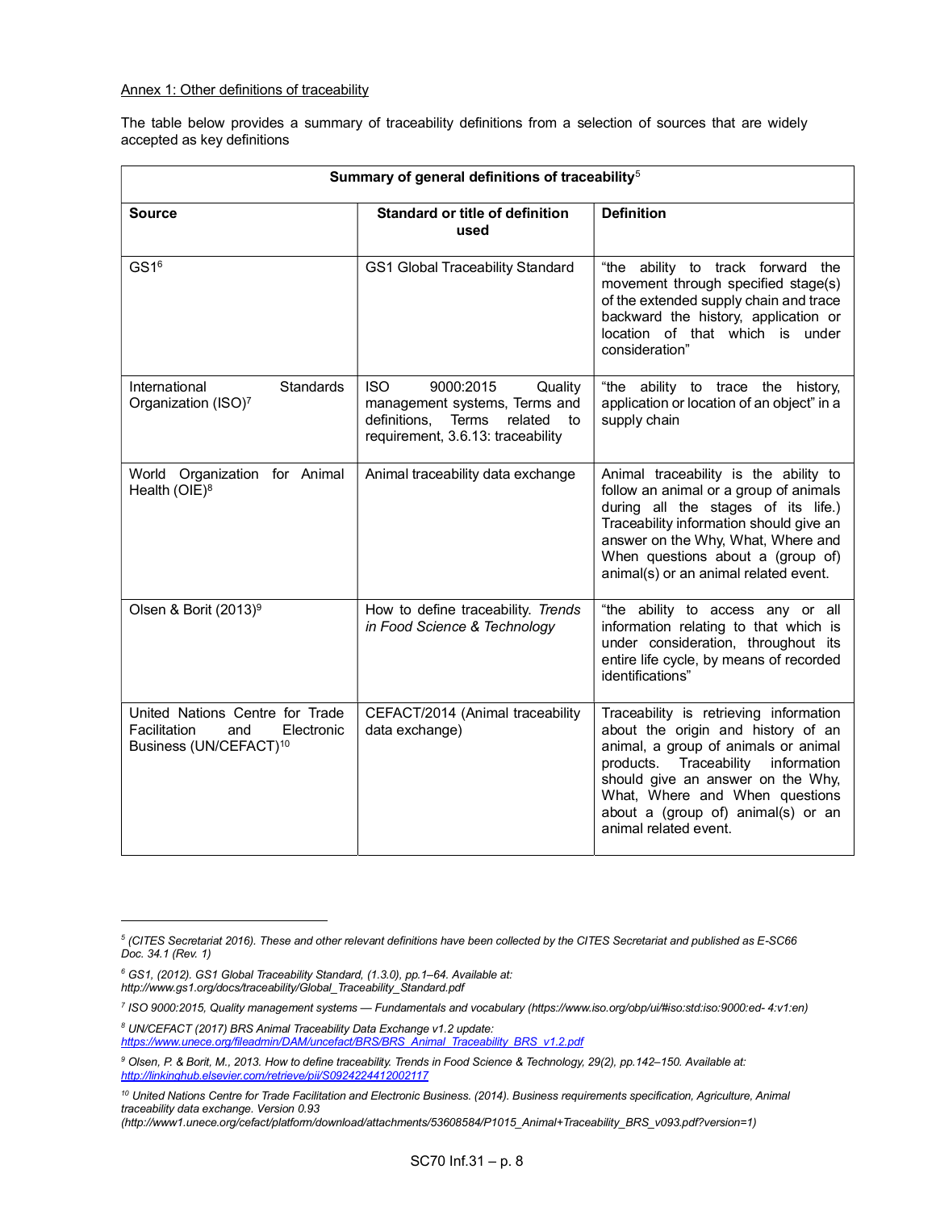Annex 1: Other definitions of traceability

The table below provides a summary of traceability definitions from a selection of sources that are widely accepted as key definitions

| Summary of general definitions of traceability[5] | | |
|---|---|---|
| **Source** | **Standard or title of definition used** | **Definition** |
| GS1[6] | GS1 Global Traceability Standard | "the ability to track forward the movement through specified stage(s) of the extended supply chain and trace backward the history, application or location of that which is under consideration" |
| International Standards Organization (ISO)[7] | ISO 9000:2015 Quality management systems, Terms and definitions, Terms related to requirement, 3.6.13: traceability | "the ability to trace the history, application or location of an object" in a supply chain |
| World Organization for Animal Health (OIE)[8] | Animal traceability data exchange | Animal traceability is the ability to follow an animal or a group of animals during all the stages of its life.) Traceability information should give an answer on the Why, What, Where and When questions about a (group of) animal(s) or an animal related event. |
| Olsen & Borit (2013)[9] | How to define traceability. *Trends in Food Science & Technology* | "the ability to access any or all information relating to that which is under consideration, throughout its entire life cycle, by means of recorded identifications" |
| United Nations Centre for Trade Facilitation and Electronic Business (UN/CEFACT)[10] | CEFACT/2014 (Animal traceability data exchange) | Traceability is retrieving information about the origin and history of an animal, a group of animals or animal products. Traceability information should give an answer on the Why, What, Where and When questions about a (group of) animal(s) or an animal related event. |

[5] *(CITES Secretariat 2016). These and other relevant definitions have been collected by the CITES Secretariat and published as E-SC66 Doc. 34.1 (Rev. 1)*

[6] *GS1, (2012). GS1 Global Traceability Standard, (1.3.0), pp.1–64. Available at: http://www.gs1.org/docs/traceability/Global_Traceability_Standard.pdf*

[7] *ISO 9000:2015, Quality management systems — Fundamentals and vocabulary (https://www.iso.org/obp/ui/#iso:std:iso:9000:ed- 4:v1:en)*

[8] *UN/CEFACT (2017) BRS Animal Traceability Data Exchange v1.2 update: https://www.unece.org/fileadmin/DAM/uncefact/BRS/BRS_Animal_Traceability_BRS_v1.2.pdf*

[9] *Olsen, P. & Borit, M., 2013. How to define traceability. Trends in Food Science & Technology, 29(2), pp.142–150. Available at: http://linkinghub.elsevier.com/retrieve/pii/S0924224412002117*

[10] *United Nations Centre for Trade Facilitation and Electronic Business. (2014). Business requirements specification, Agriculture, Animal traceability data exchange. Version 0.93 (http://www1.unece.org/cefact/platform/download/attachments/53608584/P1015_Animal+Traceability_BRS_v093.pdf?version=1)*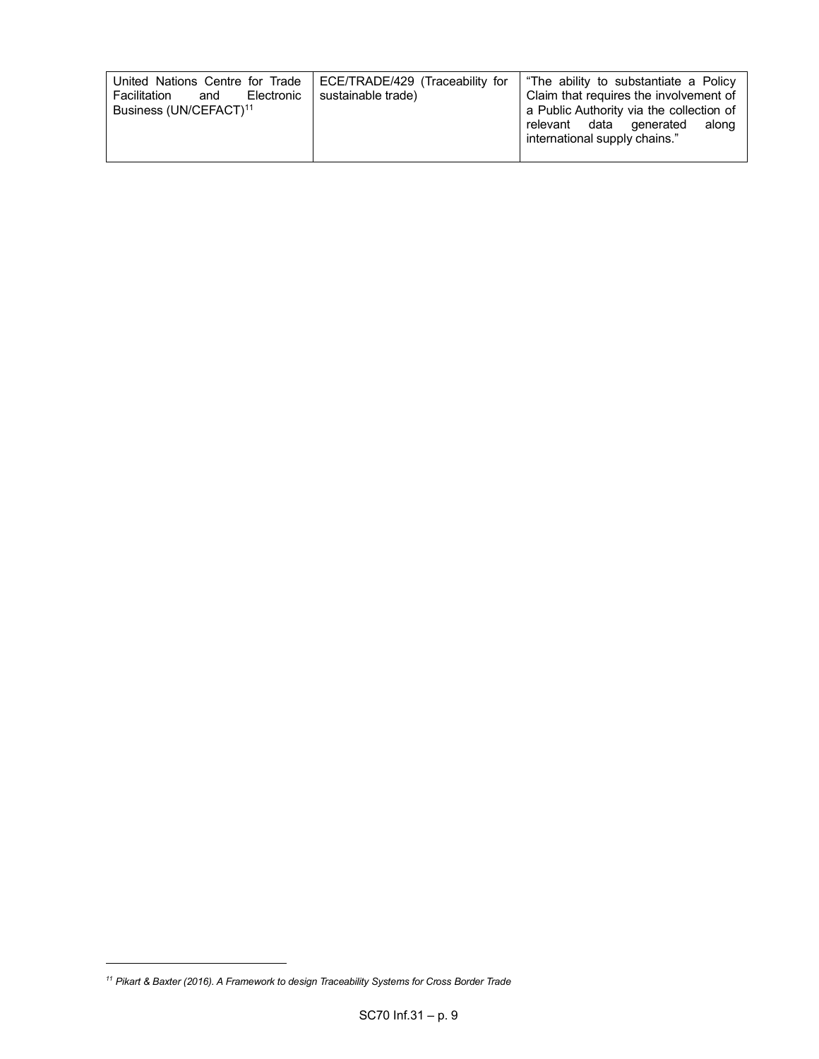| | | |
|---|---|---|
| United Nations Centre for Trade Facilitation and Electronic Business (UN/CEFACT)[11] | ECE/TRADE/429 (Traceability for sustainable trade) | "The ability to substantiate a Policy Claim that requires the involvement of a Public Authority via the collection of relevant data generated along international supply chains." |

[11] *Pikart & Baxter (2016). A Framework to design Traceability Systems for Cross Border Trade*